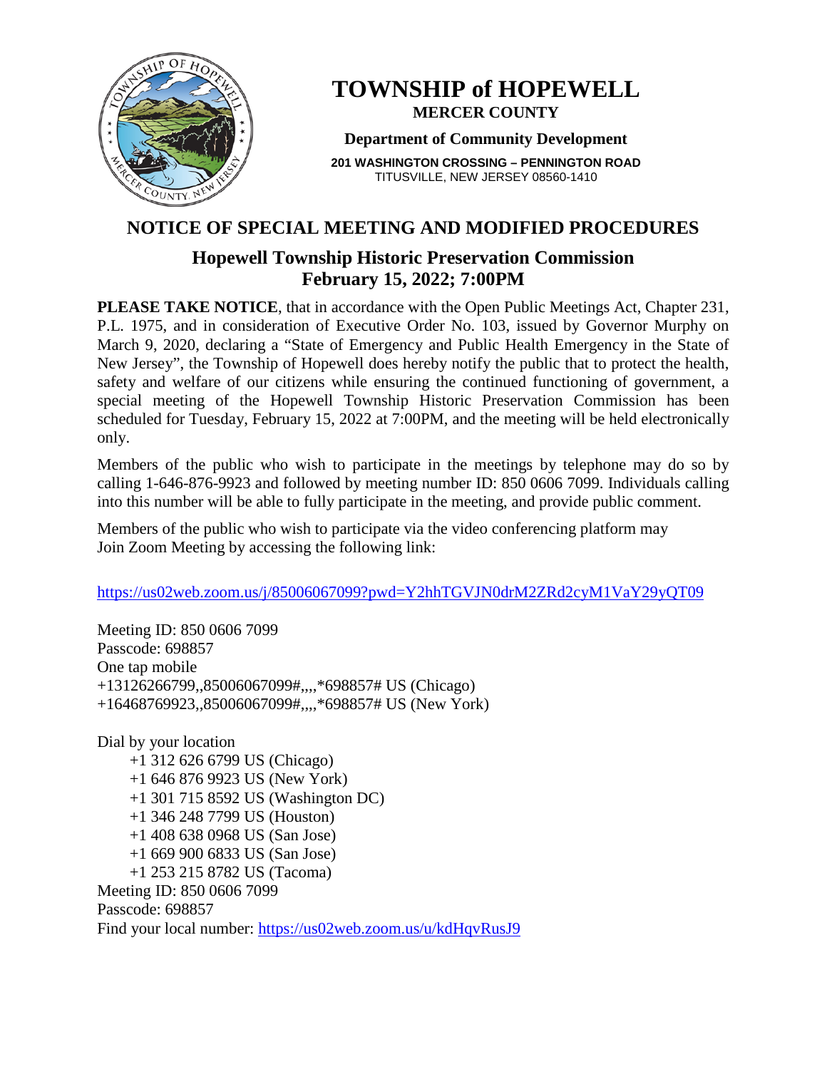# TOWNSHIP of HOPEWELL

**MERCER COUNTY**

**Department of Community Development**

**201 WASHINGTON CROSSING – PENNINGTON ROAD**
TITUSVILLE, NEW JERSEY 08560-1410

## NOTICE OF SPECIAL MEETING AND MODIFIED PROCEDURES

### Hopewell Township Historic Preservation Commission
### February 15, 2022; 7:00PM

**PLEASE TAKE NOTICE**, that in accordance with the Open Public Meetings Act, Chapter 231, P.L. 1975, and in consideration of Executive Order No. 103, issued by Governor Murphy on March 9, 2020, declaring a "State of Emergency and Public Health Emergency in the State of New Jersey", the Township of Hopewell does hereby notify the public that to protect the health, safety and welfare of our citizens while ensuring the continued functioning of government, a special meeting of the Hopewell Township Historic Preservation Commission has been scheduled for Tuesday, February 15, 2022 at 7:00PM, and the meeting will be held electronically only.

Members of the public who wish to participate in the meetings by telephone may do so by calling 1-646-876-9923 and followed by meeting number ID: 850 0606 7099. Individuals calling into this number will be able to fully participate in the meeting, and provide public comment.

Members of the public who wish to participate via the video conferencing platform may Join Zoom Meeting by accessing the following link:

https://us02web.zoom.us/j/85006067099?pwd=Y2hhTGVJN0drM2ZRd2cyM1VaY29yQT09

Meeting ID: 850 0606 7099
Passcode: 698857
One tap mobile
+13126266799,,85006067099#,,,,*698857# US (Chicago)
+16468769923,,85006067099#,,,,*698857# US (New York)

Dial by your location
+1 312 626 6799 US (Chicago)
+1 646 876 9923 US (New York)
+1 301 715 8592 US (Washington DC)
+1 346 248 7799 US (Houston)
+1 408 638 0968 US (San Jose)
+1 669 900 6833 US (San Jose)
+1 253 215 8782 US (Tacoma)
Meeting ID: 850 0606 7099
Passcode: 698857
Find your local number: https://us02web.zoom.us/u/kdHqvRusJ9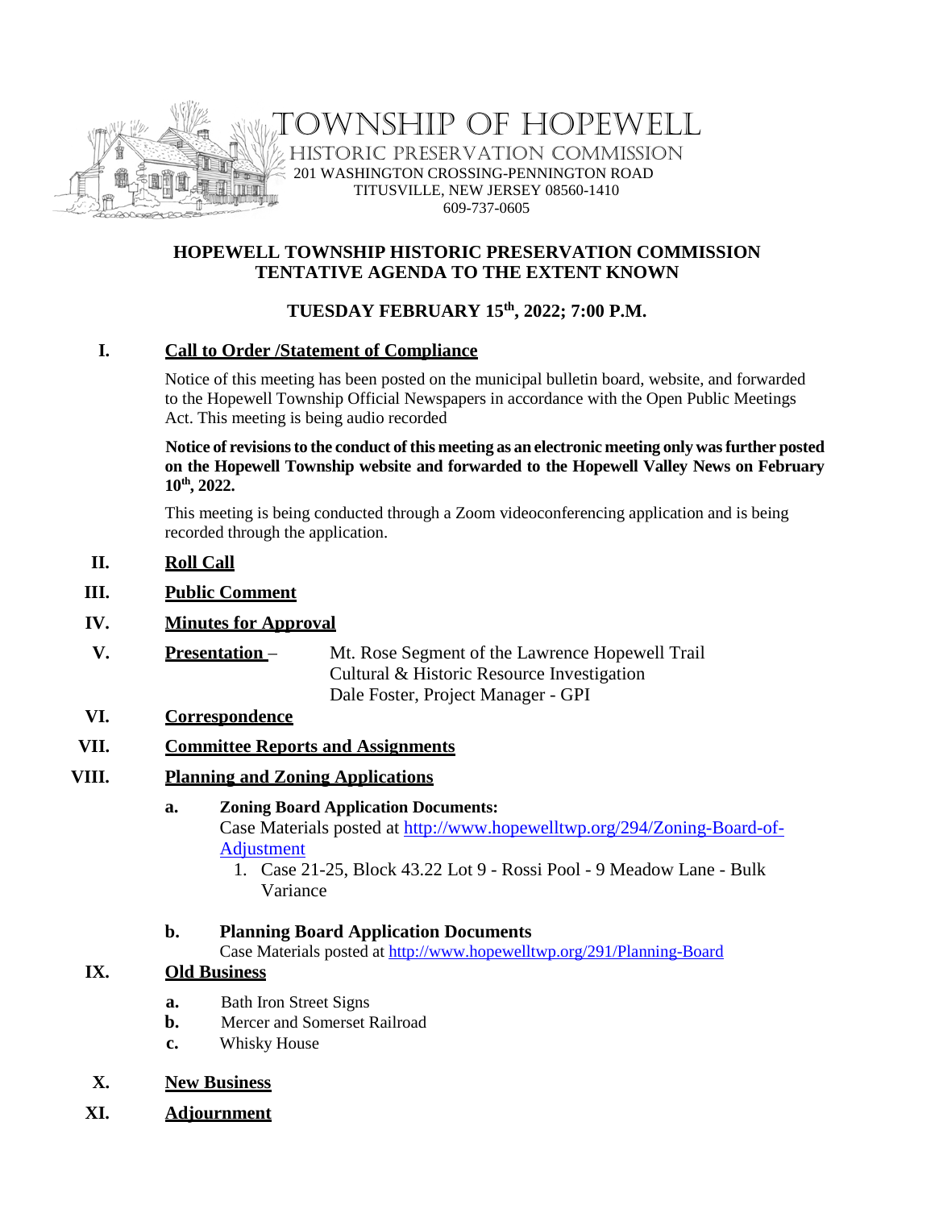# TOWNSHIP OF HOPEWELL

## HISTORIC PRESERVATION COMMISSION

201 WASHINGTON CROSSING-PENNINGTON ROAD
TITUSVILLE, NEW JERSEY 08560-1410
609-737-0605

**HOPEWELL TOWNSHIP HISTORIC PRESERVATION COMMISSION**
**TENTATIVE AGENDA TO THE EXTENT KNOWN**

**TUESDAY FEBRUARY 15th, 2022; 7:00 P.M.**

**I. Call to Order /Statement of Compliance**

Notice of this meeting has been posted on the municipal bulletin board, website, and forwarded to the Hopewell Township Official Newspapers in accordance with the Open Public Meetings Act. This meeting is being audio recorded

**Notice of revisions to the conduct of this meeting as an electronic meeting only was further posted on the Hopewell Township website and forwarded to the Hopewell Valley News on February 10th, 2022.**

This meeting is being conducted through a Zoom videoconferencing application and is being recorded through the application.

**II. Roll Call**

**III. Public Comment**

**IV. Minutes for Approval**

**V. Presentation** – Mt. Rose Segment of the Lawrence Hopewell Trail
Cultural & Historic Resource Investigation
Dale Foster, Project Manager - GPI

**VI. Correspondence**

**VII. Committee Reports and Assignments**

**VIII. Planning and Zoning Applications**

**a. Zoning Board Application Documents:**
Case Materials posted at http://www.hopewelltwp.org/294/Zoning-Board-of-Adjustment

1. Case 21-25, Block 43.22 Lot 9 - Rossi Pool - 9 Meadow Lane - Bulk Variance

**b. Planning Board Application Documents**
Case Materials posted at http://www.hopewelltwp.org/291/Planning-Board

**IX. Old Business**

- **a.** Bath Iron Street Signs
- **b.** Mercer and Somerset Railroad
- **c.** Whisky House

**X. New Business**

**XI. Adjournment**